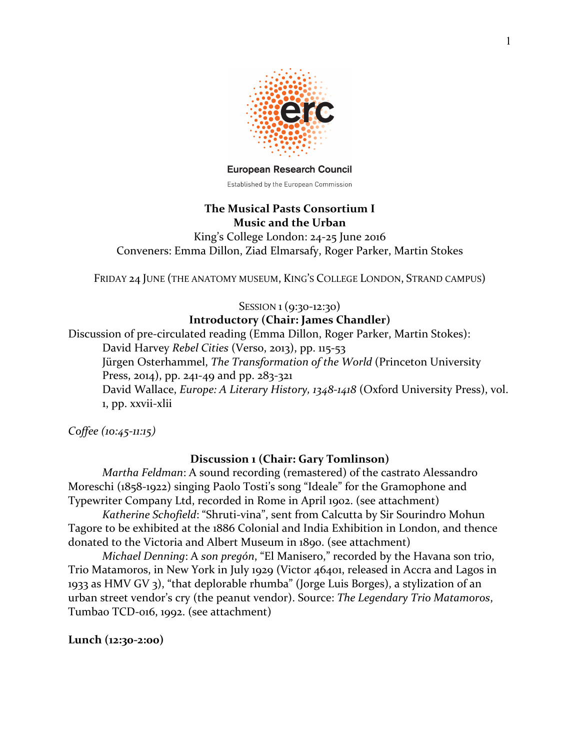European Research Council

Established by the European Commission

# The Musical Pasts Consortium I
# Music and the Urban

King's College London: 24-25 June 2016

Conveners: Emma Dillon, Ziad Elmarsafy, Roger Parker, Martin Stokes

FRIDAY 24 JUNE (THE ANATOMY MUSEUM, KING'S COLLEGE LONDON, STRAND CAMPUS)

SESSION 1 (9:30-12:30)

### Introductory (Chair: James Chandler)

Discussion of pre-circulated reading (Emma Dillon, Roger Parker, Martin Stokes):

David Harvey *Rebel Cities* (Verso, 2013), pp. 115-53

Jürgen Osterhammel, *The Transformation of the World* (Princeton University Press, 2014), pp. 241-49 and pp. 283-321

David Wallace, *Europe: A Literary History, 1348-1418* (Oxford University Press), vol. 1, pp. xxvii-xlii

*Coffee (10:45-11:15)*

### Discussion 1 (Chair: Gary Tomlinson)

*Martha Feldman*: A sound recording (remastered) of the castrato Alessandro Moreschi (1858-1922) singing Paolo Tosti's song "Ideale" for the Gramophone and Typewriter Company Ltd, recorded in Rome in April 1902. (see attachment)

*Katherine Schofield*: "Shruti-vina", sent from Calcutta by Sir Sourindro Mohun Tagore to be exhibited at the 1886 Colonial and India Exhibition in London, and thence donated to the Victoria and Albert Museum in 1890. (see attachment)

*Michael Denning*: A *son pregón*, "El Manisero," recorded by the Havana son trio, Trio Matamoros, in New York in July 1929 (Victor 46401, released in Accra and Lagos in 1933 as HMV GV 3), "that deplorable rhumba" (Jorge Luis Borges), a stylization of an urban street vendor's cry (the peanut vendor). Source: *The Legendary Trio Matamoros*, Tumbao TCD-016, 1992. (see attachment)

**Lunch (12:30-2:00)**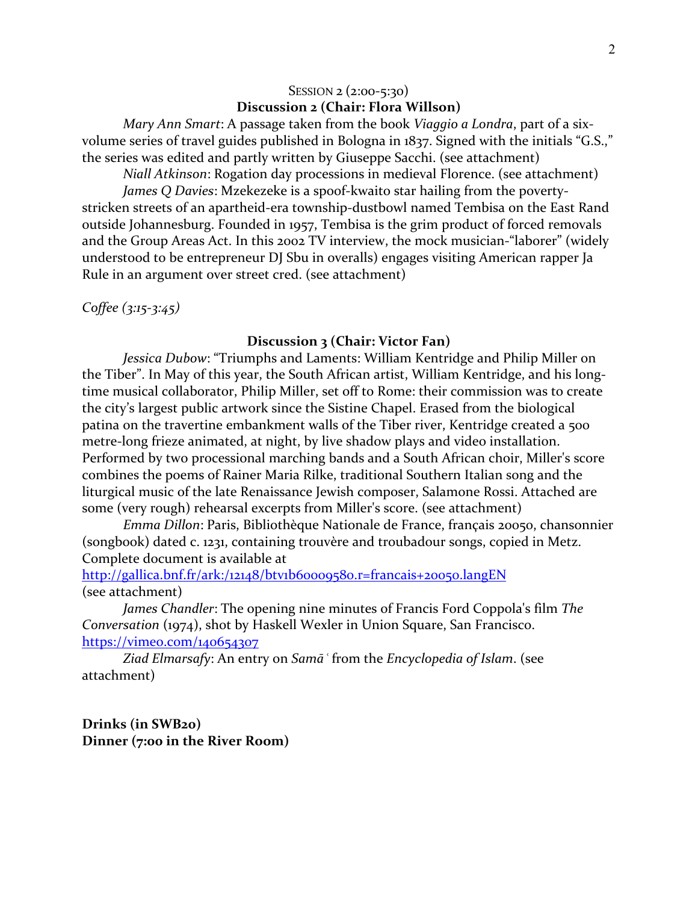Session 2 (2:00-5:30)

**Discussion 2 (Chair: Flora Willson)**

*Mary Ann Smart*: A passage taken from the book *Viaggio a Londra*, part of a six-volume series of travel guides published in Bologna in 1837. Signed with the initials "G.S.," the series was edited and partly written by Giuseppe Sacchi. (see attachment)

*Niall Atkinson*: Rogation day processions in medieval Florence. (see attachment)

*James Q Davies*: Mzekezeke is a spoof-kwaito star hailing from the poverty-stricken streets of an apartheid-era township-dustbowl named Tembisa on the East Rand outside Johannesburg. Founded in 1957, Tembisa is the grim product of forced removals and the Group Areas Act. In this 2002 TV interview, the mock musician-"laborer" (widely understood to be entrepreneur DJ Sbu in overalls) engages visiting American rapper Ja Rule in an argument over street cred. (see attachment)

*Coffee (3:15-3:45)*

**Discussion 3 (Chair: Victor Fan)**

*Jessica Dubow*: "Triumphs and Laments: William Kentridge and Philip Miller on the Tiber". In May of this year, the South African artist, William Kentridge, and his long-time musical collaborator, Philip Miller, set off to Rome: their commission was to create the city's largest public artwork since the Sistine Chapel. Erased from the biological patina on the travertine embankment walls of the Tiber river, Kentridge created a 500 metre-long frieze animated, at night, by live shadow plays and video installation. Performed by two processional marching bands and a South African choir, Miller's score combines the poems of Rainer Maria Rilke, traditional Southern Italian song and the liturgical music of the late Renaissance Jewish composer, Salamone Rossi. Attached are some (very rough) rehearsal excerpts from Miller's score. (see attachment)

*Emma Dillon*: Paris, Bibliothèque Nationale de France, français 20050, chansonnier (songbook) dated c. 1231, containing trouvère and troubadour songs, copied in Metz. Complete document is available at [http://gallica.bnf.fr/ark:/12148/btv1b60009580.r=francais+20050.langEN](http://gallica.bnf.fr/ark:/12148/btv1b60009580.r=francais+20050.langEN) (see attachment)

*James Chandler*: The opening nine minutes of Francis Ford Coppola's film *The Conversation* (1974), shot by Haskell Wexler in Union Square, San Francisco. [https://vimeo.com/140654307](https://vimeo.com/140654307)

*Ziad Elmarsafy*: An entry on *Samāʿ* from the *Encyclopedia of Islam*. (see attachment)

**Drinks (in SWB20)**

**Dinner (7:00 in the River Room)**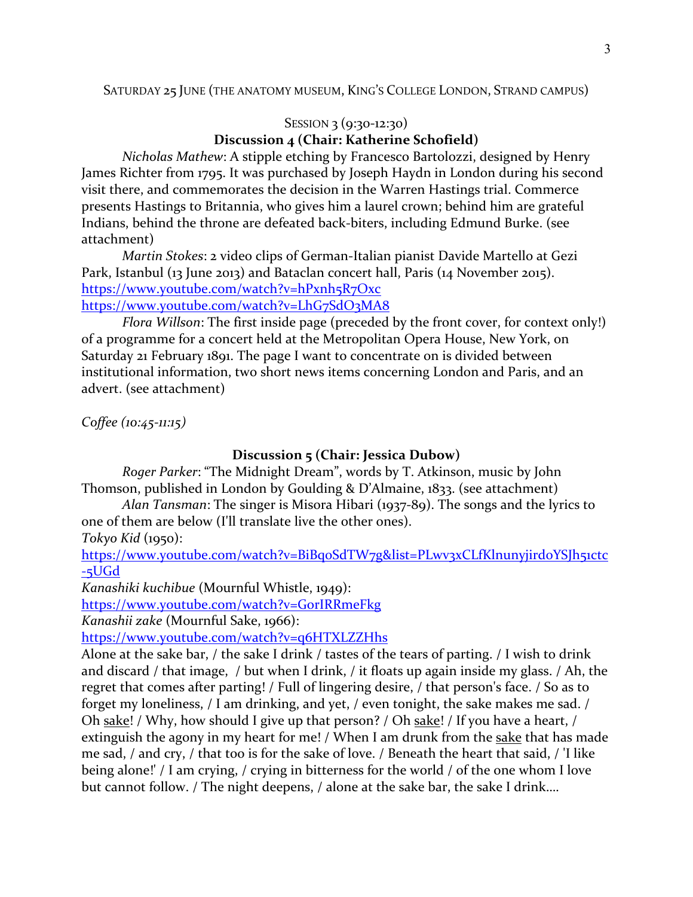Saturday 25 June (the Anatomy Museum, King's College London, Strand campus)

Session 3 (9:30-12:30)

**Discussion 4 (Chair: Katherine Schofield)**

*Nicholas Mathew*: A stipple etching by Francesco Bartolozzi, designed by Henry James Richter from 1795. It was purchased by Joseph Haydn in London during his second visit there, and commemorates the decision in the Warren Hastings trial. Commerce presents Hastings to Britannia, who gives him a laurel crown; behind him are grateful Indians, behind the throne are defeated back-biters, including Edmund Burke. (see attachment)

*Martin Stokes*: 2 video clips of German-Italian pianist Davide Martello at Gezi Park, Istanbul (13 June 2013) and Bataclan concert hall, Paris (14 November 2015).
https://www.youtube.com/watch?v=hPxnh5R7Oxc
https://www.youtube.com/watch?v=LhG7SdO3MA8

*Flora Willson*: The first inside page (preceded by the front cover, for context only!) of a programme for a concert held at the Metropolitan Opera House, New York, on Saturday 21 February 1891. The page I want to concentrate on is divided between institutional information, two short news items concerning London and Paris, and an advert. (see attachment)

*Coffee (10:45-11:15)*

**Discussion 5 (Chair: Jessica Dubow)**

*Roger Parker*: "The Midnight Dream", words by T. Atkinson, music by John Thomson, published in London by Goulding & D'Almaine, 1833. (see attachment)

*Alan Tansman*: The singer is Misora Hibari (1937-89). The songs and the lyrics to one of them are below (I'll translate live the other ones).

*Tokyo Kid* (1950):
https://www.youtube.com/watch?v=BiBq0SdTW7g&list=PLwv3xCLfKlnunyjird0YSJh51ctc-5UGd

*Kanashiki kuchibue* (Mournful Whistle, 1949):
https://www.youtube.com/watch?v=GorIRRmeFkg

*Kanashii zake* (Mournful Sake, 1966):
https://www.youtube.com/watch?v=q6HTXLZZHhs

Alone at the sake bar, / the sake I drink / tastes of the tears of parting. / I wish to drink and discard / that image, / but when I drink, / it floats up again inside my glass. / Ah, the regret that comes after parting! / Full of lingering desire, / that person's face. / So as to forget my loneliness, / I am drinking, and yet, / even tonight, the sake makes me sad. / Oh <u>sake</u>! / Why, how should I give up that person? / Oh <u>sake</u>! / If you have a heart, / extinguish the agony in my heart for me! / When I am drunk from the <u>sake</u> that has made me sad, / and cry, / that too is for the sake of love. / Beneath the heart that said, / 'I like being alone!' / I am crying, / crying in bitterness for the world / of the one whom I love but cannot follow. / The night deepens, / alone at the sake bar, the sake I drink....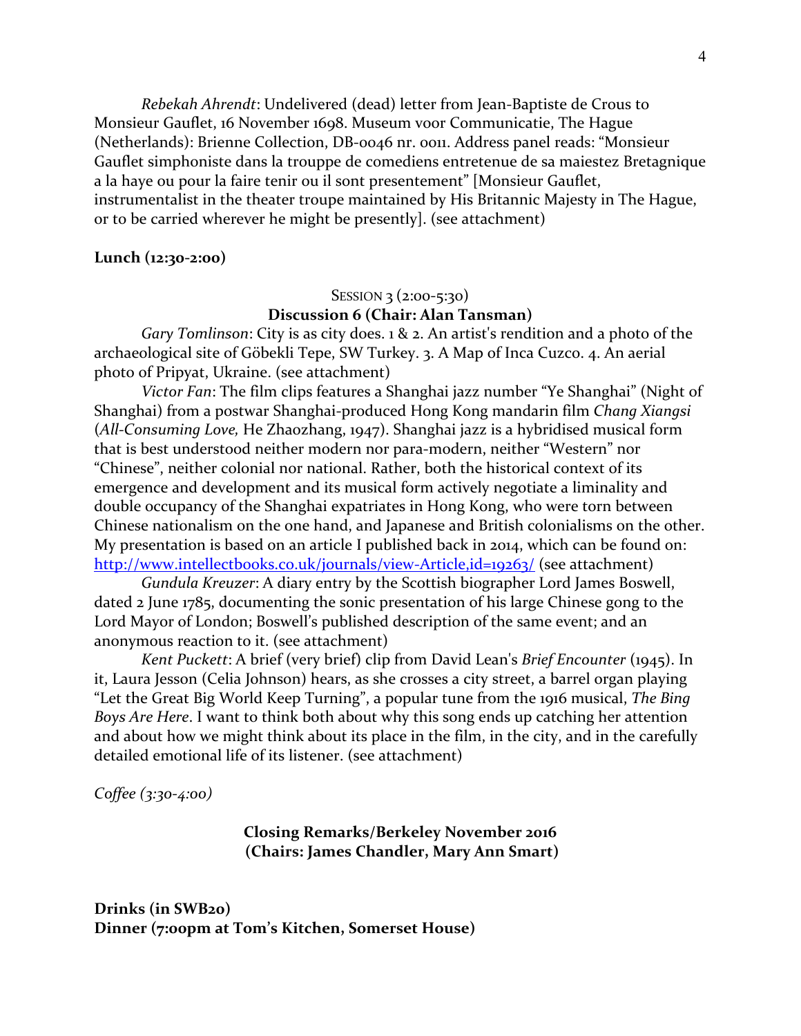*Rebekah Ahrendt*: Undelivered (dead) letter from Jean-Baptiste de Crous to Monsieur Gauflet, 16 November 1698. Museum voor Communicatie, The Hague (Netherlands): Brienne Collection, DB-0046 nr. 0011. Address panel reads: "Monsieur Gauflet simphoniste dans la trouppe de comediens entretenue de sa maiestez Bretagnique a la haye ou pour la faire tenir ou il sont presentement" [Monsieur Gauflet, instrumentalist in the theater troupe maintained by His Britannic Majesty in The Hague, or to be carried wherever he might be presently]. (see attachment)

**Lunch (12:30-2:00)**

SESSION 3 (2:00-5:30)

**Discussion 6 (Chair: Alan Tansman)**

*Gary Tomlinson*: City is as city does. 1 & 2. An artist's rendition and a photo of the archaeological site of Göbekli Tepe, SW Turkey. 3. A Map of Inca Cuzco. 4. An aerial photo of Pripyat, Ukraine. (see attachment)

*Victor Fan*: The film clips features a Shanghai jazz number "Ye Shanghai" (Night of Shanghai) from a postwar Shanghai-produced Hong Kong mandarin film *Chang Xiangsi* (*All-Consuming Love,* He Zhaozhang, 1947). Shanghai jazz is a hybridised musical form that is best understood neither modern nor para-modern, neither "Western" nor "Chinese", neither colonial nor national. Rather, both the historical context of its emergence and development and its musical form actively negotiate a liminality and double occupancy of the Shanghai expatriates in Hong Kong, who were torn between Chinese nationalism on the one hand, and Japanese and British colonialisms on the other. My presentation is based on an article I published back in 2014, which can be found on: http://www.intellectbooks.co.uk/journals/view-Article,id=19263/ (see attachment)

*Gundula Kreuzer*: A diary entry by the Scottish biographer Lord James Boswell, dated 2 June 1785, documenting the sonic presentation of his large Chinese gong to the Lord Mayor of London; Boswell's published description of the same event; and an anonymous reaction to it. (see attachment)

*Kent Puckett*: A brief (very brief) clip from David Lean's *Brief Encounter* (1945). In it, Laura Jesson (Celia Johnson) hears, as she crosses a city street, a barrel organ playing "Let the Great Big World Keep Turning", a popular tune from the 1916 musical, *The Bing Boys Are Here*. I want to think both about why this song ends up catching her attention and about how we might think about its place in the film, in the city, and in the carefully detailed emotional life of its listener. (see attachment)

*Coffee (3:30-4:00)*

**Closing Remarks/Berkeley November 2016**
**(Chairs: James Chandler, Mary Ann Smart)**

**Drinks (in SWB20)**
**Dinner (7:00pm at Tom's Kitchen, Somerset House)**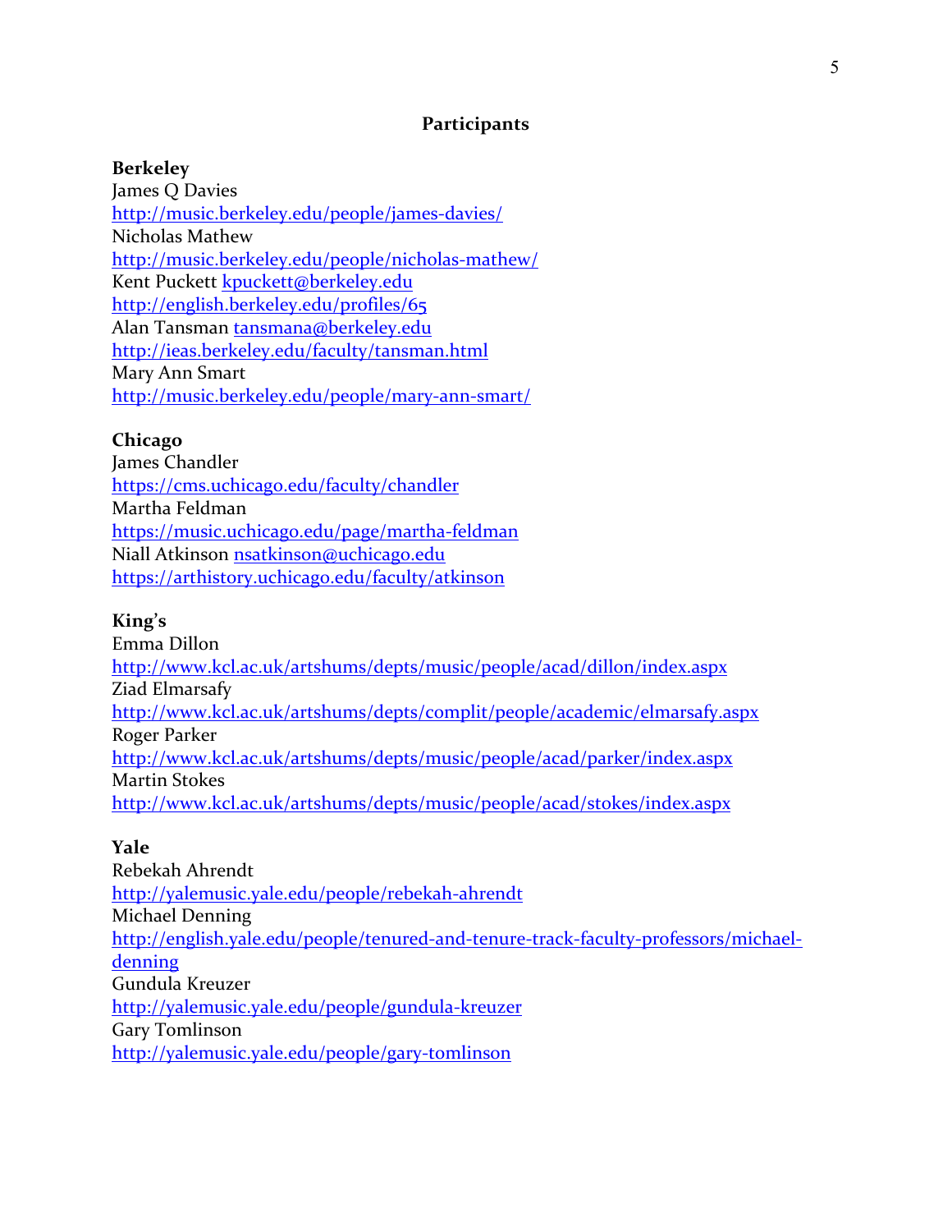## Participants

**Berkeley**
James Q Davies
http://music.berkeley.edu/people/james-davies/
Nicholas Mathew
http://music.berkeley.edu/people/nicholas-mathew/
Kent Puckett kpuckett@berkeley.edu
http://english.berkeley.edu/profiles/65
Alan Tansman tansmana@berkeley.edu
http://ieas.berkeley.edu/faculty/tansman.html
Mary Ann Smart
http://music.berkeley.edu/people/mary-ann-smart/

**Chicago**
James Chandler
https://cms.uchicago.edu/faculty/chandler
Martha Feldman
https://music.uchicago.edu/page/martha-feldman
Niall Atkinson nsatkinson@uchicago.edu
https://arthistory.uchicago.edu/faculty/atkinson

**King's**
Emma Dillon
http://www.kcl.ac.uk/artshums/depts/music/people/acad/dillon/index.aspx
Ziad Elmarsafy
http://www.kcl.ac.uk/artshums/depts/complit/people/academic/elmarsafy.aspx
Roger Parker
http://www.kcl.ac.uk/artshums/depts/music/people/acad/parker/index.aspx
Martin Stokes
http://www.kcl.ac.uk/artshums/depts/music/people/acad/stokes/index.aspx

**Yale**
Rebekah Ahrendt
http://yalemusic.yale.edu/people/rebekah-ahrendt
Michael Denning
http://english.yale.edu/people/tenured-and-tenure-track-faculty-professors/michael-denning
Gundula Kreuzer
http://yalemusic.yale.edu/people/gundula-kreuzer
Gary Tomlinson
http://yalemusic.yale.edu/people/gary-tomlinson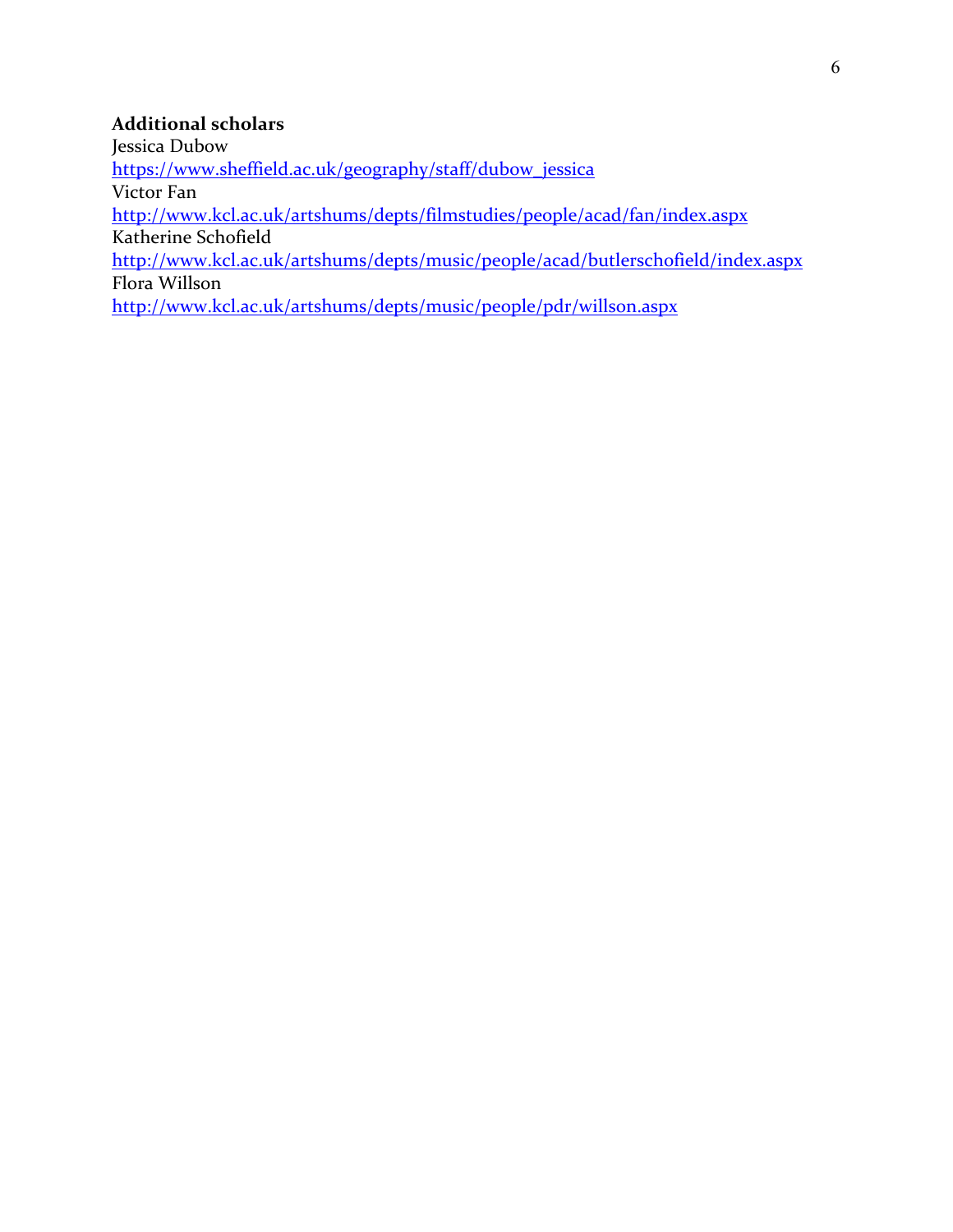**Additional scholars**

Jessica Dubow
https://www.sheffield.ac.uk/geography/staff/dubow_jessica
Victor Fan
http://www.kcl.ac.uk/artshums/depts/filmstudies/people/acad/fan/index.aspx
Katherine Schofield
http://www.kcl.ac.uk/artshums/depts/music/people/acad/butlerschofield/index.aspx
Flora Willson
http://www.kcl.ac.uk/artshums/depts/music/people/pdr/willson.aspx